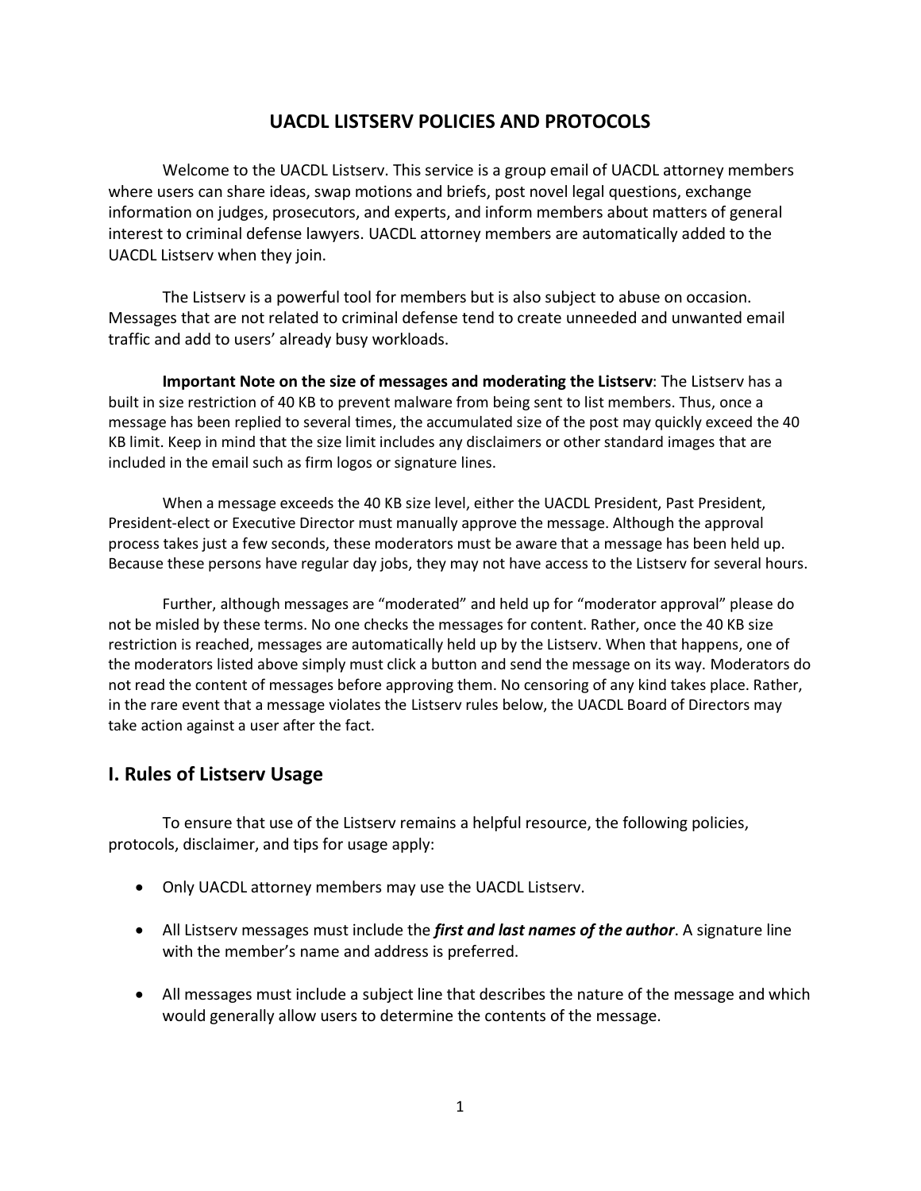# UACDL LISTSERV POLICIES AND PROTOCOLS

Welcome to the UACDL Listserv. This service is a group email of UACDL attorney members where users can share ideas, swap motions and briefs, post novel legal questions, exchange information on judges, prosecutors, and experts, and inform members about matters of general interest to criminal defense lawyers. UACDL attorney members are automatically added to the UACDL Listserv when they join.

The Listserv is a powerful tool for members but is also subject to abuse on occasion. Messages that are not related to criminal defense tend to create unneeded and unwanted email traffic and add to users' already busy workloads.

**Important Note on the size of messages and moderating the Listserv**: The Listserv has a built in size restriction of 40 KB to prevent malware from being sent to list members. Thus, once a message has been replied to several times, the accumulated size of the post may quickly exceed the 40 KB limit. Keep in mind that the size limit includes any disclaimers or other standard images that are included in the email such as firm logos or signature lines.

When a message exceeds the 40 KB size level, either the UACDL President, Past President, President-elect or Executive Director must manually approve the message. Although the approval process takes just a few seconds, these moderators must be aware that a message has been held up. Because these persons have regular day jobs, they may not have access to the Listserv for several hours.

Further, although messages are "moderated" and held up for "moderator approval" please do not be misled by these terms. No one checks the messages for content. Rather, once the 40 KB size restriction is reached, messages are automatically held up by the Listserv. When that happens, one of the moderators listed above simply must click a button and send the message on its way. Moderators do not read the content of messages before approving them. No censoring of any kind takes place. Rather, in the rare event that a message violates the Listserv rules below, the UACDL Board of Directors may take action against a user after the fact.

## I. Rules of Listserv Usage

To ensure that use of the Listserv remains a helpful resource, the following policies, protocols, disclaimer, and tips for usage apply:

- Only UACDL attorney members may use the UACDL Listserv.
- All Listserv messages must include the ***first and last names of the author***. A signature line with the member's name and address is preferred.
- All messages must include a subject line that describes the nature of the message and which would generally allow users to determine the contents of the message.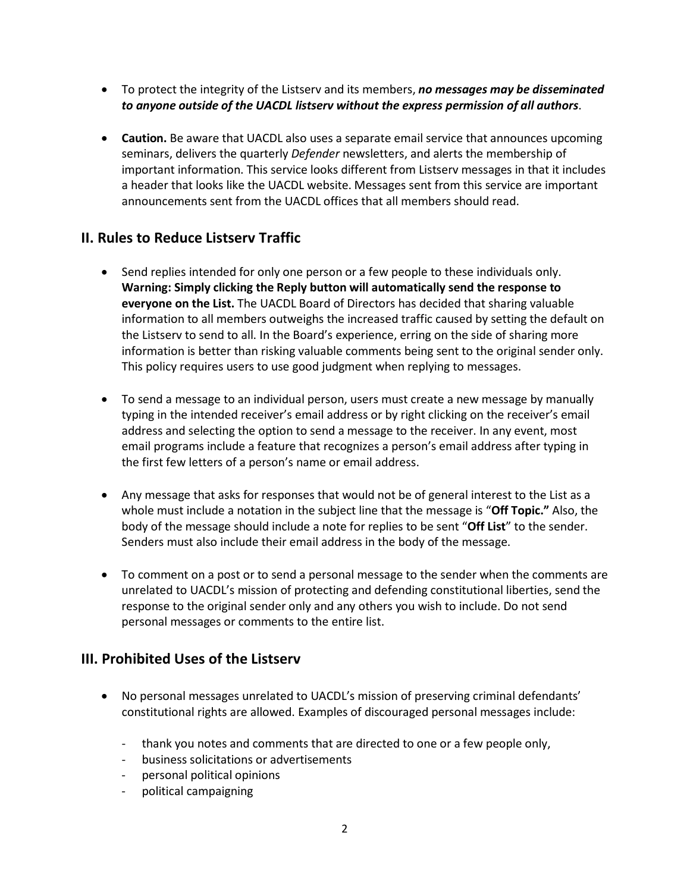- To protect the integrity of the Listserv and its members, ***no messages may be disseminated to anyone outside of the UACDL listserv without the express permission of all authors***.

- **Caution.** Be aware that UACDL also uses a separate email service that announces upcoming seminars, delivers the quarterly *Defender* newsletters, and alerts the membership of important information. This service looks different from Listserv messages in that it includes a header that looks like the UACDL website. Messages sent from this service are important announcements sent from the UACDL offices that all members should read.

## II. Rules to Reduce Listserv Traffic

- Send replies intended for only one person or a few people to these individuals only. **Warning: Simply clicking the Reply button will automatically send the response to everyone on the List.** The UACDL Board of Directors has decided that sharing valuable information to all members outweighs the increased traffic caused by setting the default on the Listserv to send to all. In the Board's experience, erring on the side of sharing more information is better than risking valuable comments being sent to the original sender only. This policy requires users to use good judgment when replying to messages.

- To send a message to an individual person, users must create a new message by manually typing in the intended receiver's email address or by right clicking on the receiver's email address and selecting the option to send a message to the receiver. In any event, most email programs include a feature that recognizes a person's email address after typing in the first few letters of a person's name or email address.

- Any message that asks for responses that would not be of general interest to the List as a whole must include a notation in the subject line that the message is "**Off Topic.**" Also, the body of the message should include a note for replies to be sent "**Off List**" to the sender. Senders must also include their email address in the body of the message.

- To comment on a post or to send a personal message to the sender when the comments are unrelated to UACDL's mission of protecting and defending constitutional liberties, send the response to the original sender only and any others you wish to include. Do not send personal messages or comments to the entire list.

## III. Prohibited Uses of the Listserv

- No personal messages unrelated to UACDL's mission of preserving criminal defendants' constitutional rights are allowed. Examples of discouraged personal messages include:
  - thank you notes and comments that are directed to one or a few people only,
  - business solicitations or advertisements
  - personal political opinions
  - political campaigning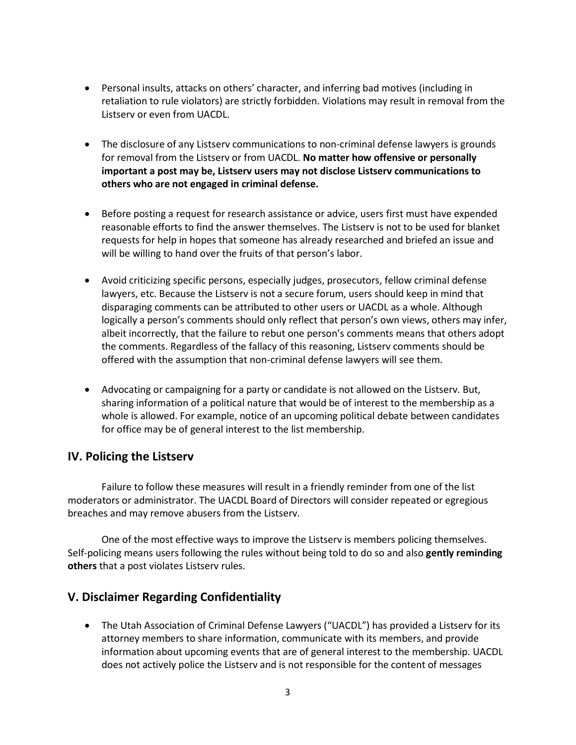- Personal insults, attacks on others' character, and inferring bad motives (including in retaliation to rule violators) are strictly forbidden. Violations may result in removal from the Listserv or even from UACDL.

- The disclosure of any Listserv communications to non-criminal defense lawyers is grounds for removal from the Listserv or from UACDL. **No matter how offensive or personally important a post may be, Listserv users may not disclose Listserv communications to others who are not engaged in criminal defense.**

- Before posting a request for research assistance or advice, users first must have expended reasonable efforts to find the answer themselves. The Listserv is not to be used for blanket requests for help in hopes that someone has already researched and briefed an issue and will be willing to hand over the fruits of that person's labor.

- Avoid criticizing specific persons, especially judges, prosecutors, fellow criminal defense lawyers, etc. Because the Listserv is not a secure forum, users should keep in mind that disparaging comments can be attributed to other users or UACDL as a whole. Although logically a person's comments should only reflect that person's own views, others may infer, albeit incorrectly, that the failure to rebut one person's comments means that others adopt the comments. Regardless of the fallacy of this reasoning, Listserv comments should be offered with the assumption that non-criminal defense lawyers will see them.

- Advocating or campaigning for a party or candidate is not allowed on the Listserv. But, sharing information of a political nature that would be of interest to the membership as a whole is allowed. For example, notice of an upcoming political debate between candidates for office may be of general interest to the list membership.

## IV. Policing the Listserv

Failure to follow these measures will result in a friendly reminder from one of the list moderators or administrator. The UACDL Board of Directors will consider repeated or egregious breaches and may remove abusers from the Listserv.

One of the most effective ways to improve the Listserv is members policing themselves. Self-policing means users following the rules without being told to do so and also **gently reminding others** that a post violates Listserv rules.

## V. Disclaimer Regarding Confidentiality

- The Utah Association of Criminal Defense Lawyers ("UACDL") has provided a Listserv for its attorney members to share information, communicate with its members, and provide information about upcoming events that are of general interest to the membership. UACDL does not actively police the Listserv and is not responsible for the content of messages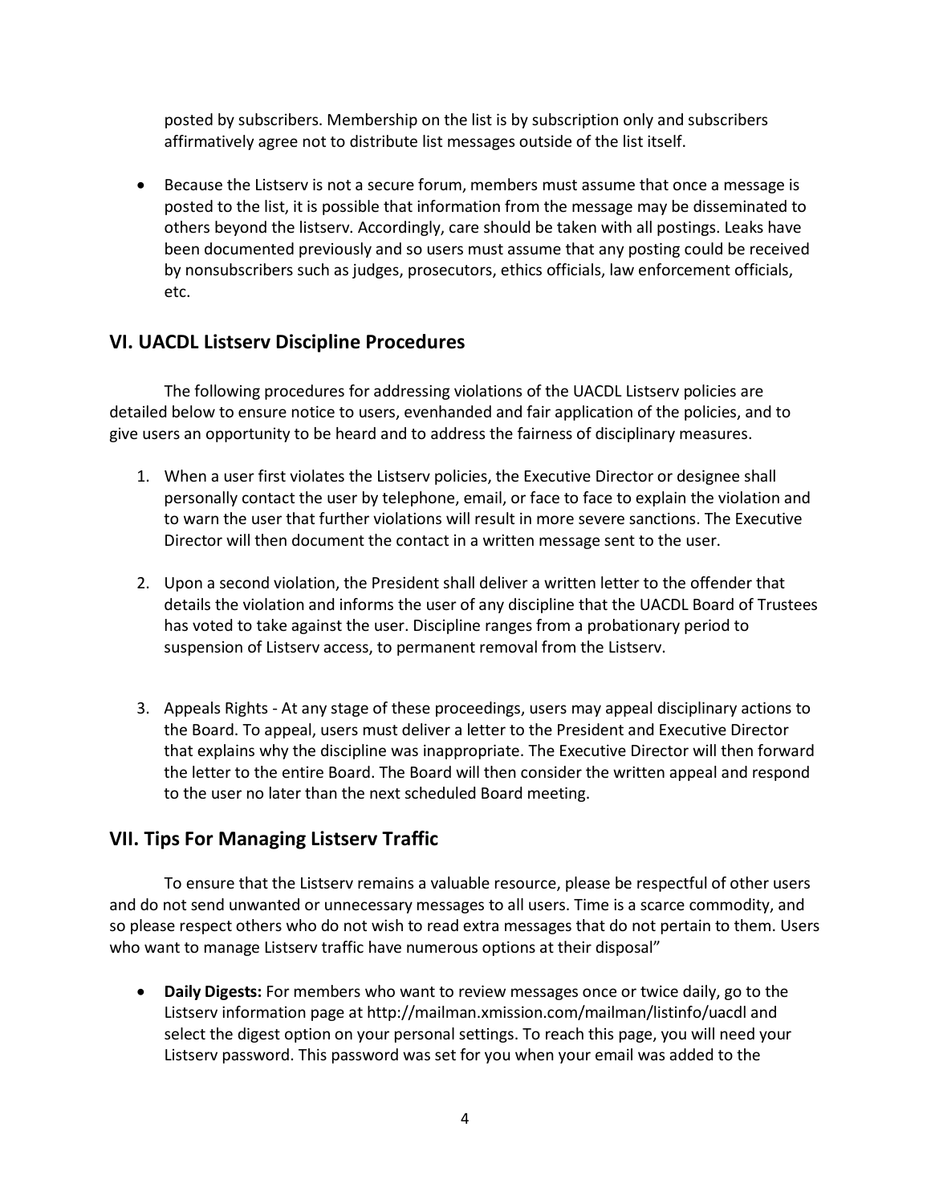posted by subscribers. Membership on the list is by subscription only and subscribers affirmatively agree not to distribute list messages outside of the list itself.

- Because the Listserv is not a secure forum, members must assume that once a message is posted to the list, it is possible that information from the message may be disseminated to others beyond the listserv. Accordingly, care should be taken with all postings. Leaks have been documented previously and so users must assume that any posting could be received by nonsubscribers such as judges, prosecutors, ethics officials, law enforcement officials, etc.

## VI. UACDL Listserv Discipline Procedures

The following procedures for addressing violations of the UACDL Listserv policies are detailed below to ensure notice to users, evenhanded and fair application of the policies, and to give users an opportunity to be heard and to address the fairness of disciplinary measures.

1. When a user first violates the Listserv policies, the Executive Director or designee shall personally contact the user by telephone, email, or face to face to explain the violation and to warn the user that further violations will result in more severe sanctions. The Executive Director will then document the contact in a written message sent to the user.

2. Upon a second violation, the President shall deliver a written letter to the offender that details the violation and informs the user of any discipline that the UACDL Board of Trustees has voted to take against the user. Discipline ranges from a probationary period to suspension of Listserv access, to permanent removal from the Listserv.

3. Appeals Rights - At any stage of these proceedings, users may appeal disciplinary actions to the Board. To appeal, users must deliver a letter to the President and Executive Director that explains why the discipline was inappropriate. The Executive Director will then forward the letter to the entire Board. The Board will then consider the written appeal and respond to the user no later than the next scheduled Board meeting.

## VII. Tips For Managing Listserv Traffic

To ensure that the Listserv remains a valuable resource, please be respectful of other users and do not send unwanted or unnecessary messages to all users. Time is a scarce commodity, and so please respect others who do not wish to read extra messages that do not pertain to them. Users who want to manage Listserv traffic have numerous options at their disposal"

- **Daily Digests:** For members who want to review messages once or twice daily, go to the Listserv information page at http://mailman.xmission.com/mailman/listinfo/uacdl and select the digest option on your personal settings. To reach this page, you will need your Listserv password. This password was set for you when your email was added to the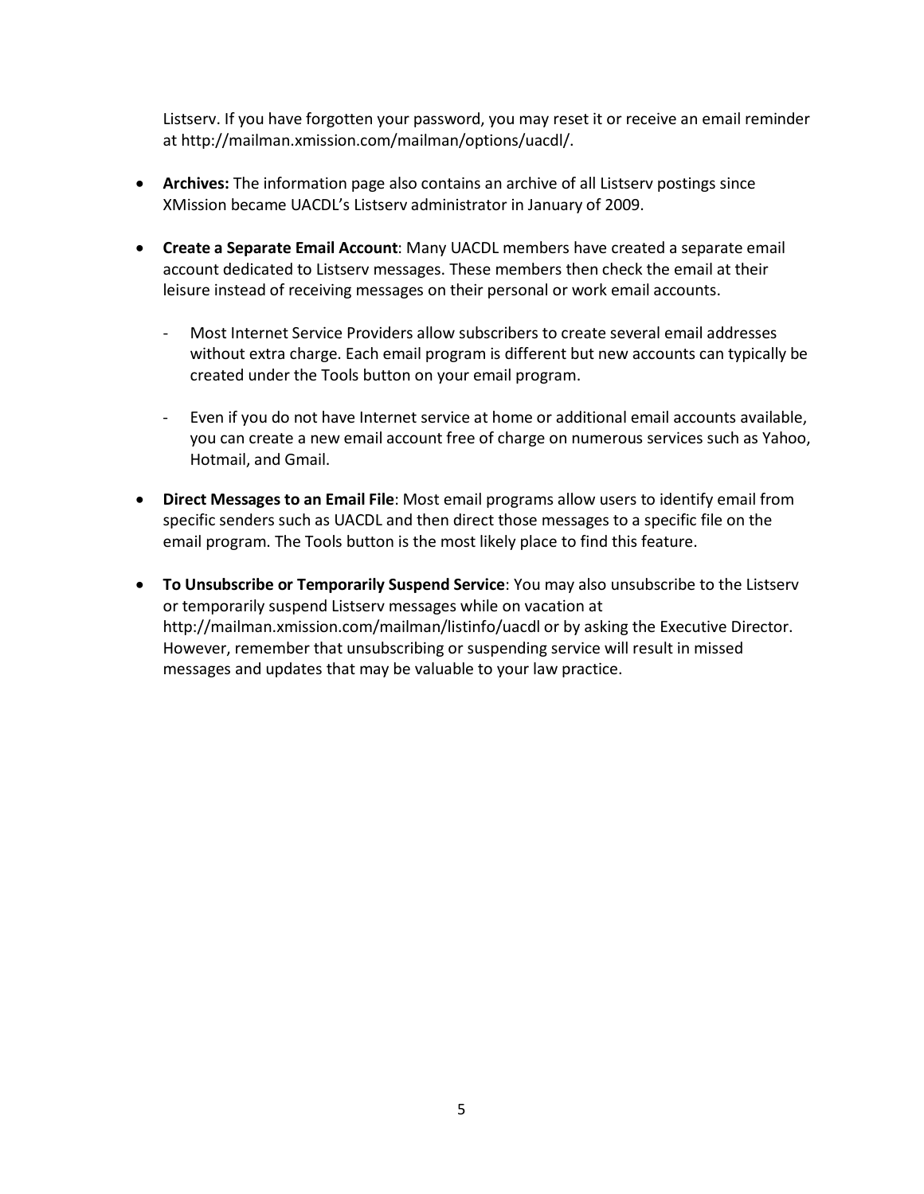Listserv. If you have forgotten your password, you may reset it or receive an email reminder at http://mailman.xmission.com/mailman/options/uacdl/.

- **Archives:** The information page also contains an archive of all Listserv postings since XMission became UACDL's Listserv administrator in January of 2009.

- **Create a Separate Email Account**: Many UACDL members have created a separate email account dedicated to Listserv messages. These members then check the email at their leisure instead of receiving messages on their personal or work email accounts.

    - Most Internet Service Providers allow subscribers to create several email addresses without extra charge. Each email program is different but new accounts can typically be created under the Tools button on your email program.

    - Even if you do not have Internet service at home or additional email accounts available, you can create a new email account free of charge on numerous services such as Yahoo, Hotmail, and Gmail.

- **Direct Messages to an Email File**: Most email programs allow users to identify email from specific senders such as UACDL and then direct those messages to a specific file on the email program. The Tools button is the most likely place to find this feature.

- **To Unsubscribe or Temporarily Suspend Service**: You may also unsubscribe to the Listserv or temporarily suspend Listserv messages while on vacation at http://mailman.xmission.com/mailman/listinfo/uacdl or by asking the Executive Director. However, remember that unsubscribing or suspending service will result in missed messages and updates that may be valuable to your law practice.